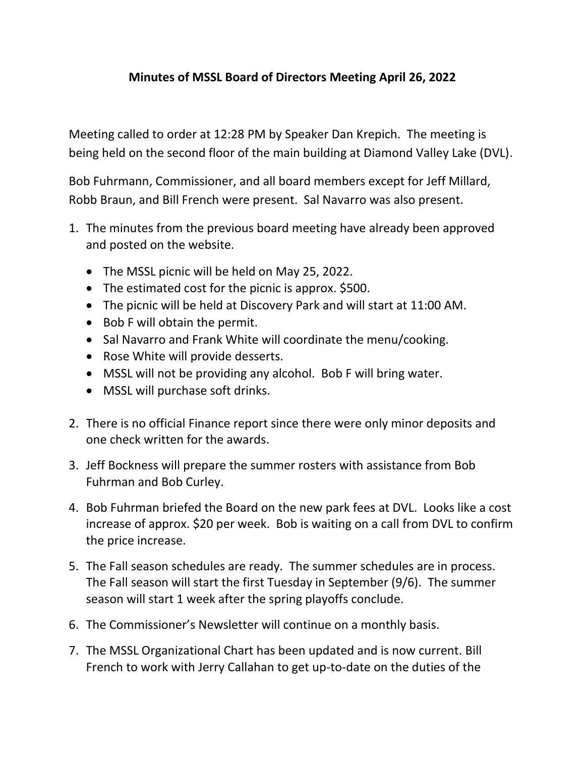# Minutes of MSSL Board of Directors Meeting April 26, 2022

Meeting called to order at 12:28 PM by Speaker Dan Krepich. The meeting is being held on the second floor of the main building at Diamond Valley Lake (DVL).

Bob Fuhrmann, Commissioner, and all board members except for Jeff Millard, Robb Braun, and Bill French were present. Sal Navarro was also present.

1. The minutes from the previous board meeting have already been approved and posted on the website.
   - The MSSL picnic will be held on May 25, 2022.
   - The estimated cost for the picnic is approx. $500.
   - The picnic will be held at Discovery Park and will start at 11:00 AM.
   - Bob F will obtain the permit.
   - Sal Navarro and Frank White will coordinate the menu/cooking.
   - Rose White will provide desserts.
   - MSSL will not be providing any alcohol. Bob F will bring water.
   - MSSL will purchase soft drinks.
2. There is no official Finance report since there were only minor deposits and one check written for the awards.
3. Jeff Bockness will prepare the summer rosters with assistance from Bob Fuhrman and Bob Curley.
4. Bob Fuhrman briefed the Board on the new park fees at DVL. Looks like a cost increase of approx. $20 per week. Bob is waiting on a call from DVL to confirm the price increase.
5. The Fall season schedules are ready. The summer schedules are in process. The Fall season will start the first Tuesday in September (9/6). The summer season will start 1 week after the spring playoffs conclude.
6. The Commissioner's Newsletter will continue on a monthly basis.
7. The MSSL Organizational Chart has been updated and is now current. Bill French to work with Jerry Callahan to get up-to-date on the duties of the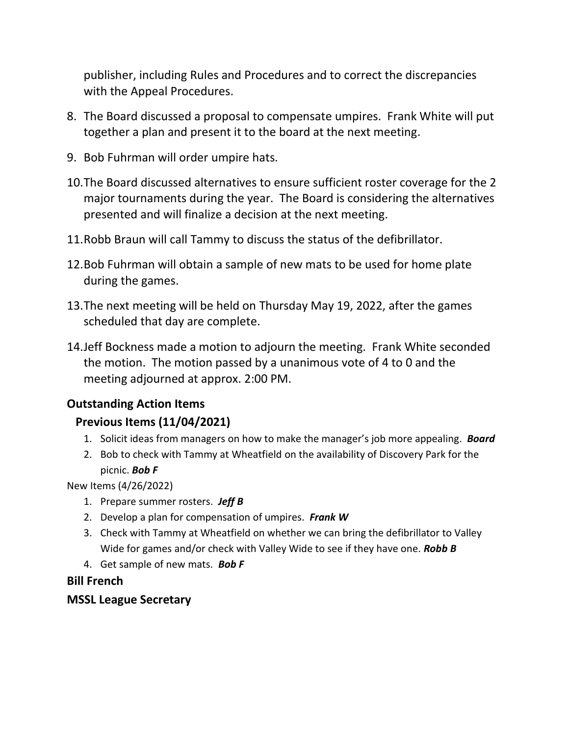publisher, including Rules and Procedures and to correct the discrepancies with the Appeal Procedures.

8. The Board discussed a proposal to compensate umpires. Frank White will put together a plan and present it to the board at the next meeting.
9. Bob Fuhrman will order umpire hats.
10. The Board discussed alternatives to ensure sufficient roster coverage for the 2 major tournaments during the year. The Board is considering the alternatives presented and will finalize a decision at the next meeting.
11. Robb Braun will call Tammy to discuss the status of the defibrillator.
12. Bob Fuhrman will obtain a sample of new mats to be used for home plate during the games.
13. The next meeting will be held on Thursday May 19, 2022, after the games scheduled that day are complete.
14. Jeff Bockness made a motion to adjourn the meeting. Frank White seconded the motion. The motion passed by a unanimous vote of 4 to 0 and the meeting adjourned at approx. 2:00 PM.

### Outstanding Action Items

#### Previous Items (11/04/2021)

1. Solicit ideas from managers on how to make the manager's job more appealing. ***Board***
2. Bob to check with Tammy at Wheatfield on the availability of Discovery Park for the picnic. ***Bob F***

New Items (4/26/2022)

1. Prepare summer rosters. ***Jeff B***
2. Develop a plan for compensation of umpires. ***Frank W***
3. Check with Tammy at Wheatfield on whether we can bring the defibrillator to Valley Wide for games and/or check with Valley Wide to see if they have one. ***Robb B***
4. Get sample of new mats. ***Bob F***

**Bill French**

**MSSL League Secretary**